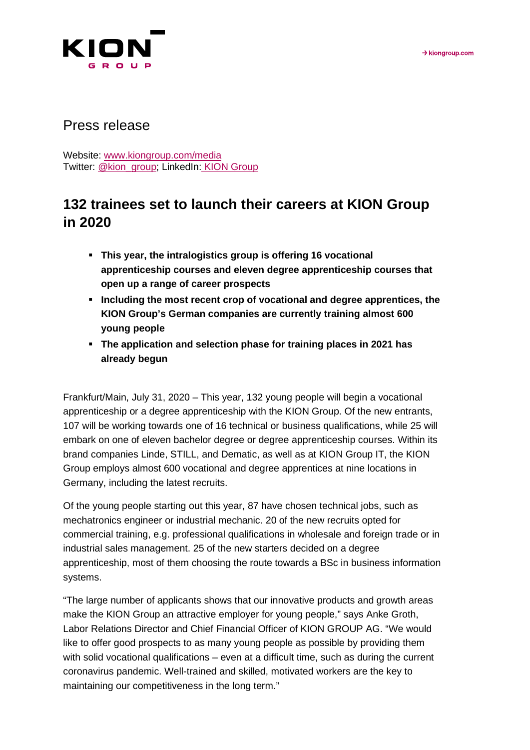Press release

Website: [www.kiongroup.com/media](www.kiongroup.com/media)
Twitter: @kion_group; LinkedIn: KION Group

# 132 trainees set to launch their careers at KION Group in 2020

- **This year, the intralogistics group is offering 16 vocational apprenticeship courses and eleven degree apprenticeship courses that open up a range of career prospects**
- **Including the most recent crop of vocational and degree apprentices, the KION Group's German companies are currently training almost 600 young people**
- **The application and selection phase for training places in 2021 has already begun**

Frankfurt/Main, July 31, 2020 – This year, 132 young people will begin a vocational apprenticeship or a degree apprenticeship with the KION Group. Of the new entrants, 107 will be working towards one of 16 technical or business qualifications, while 25 will embark on one of eleven bachelor degree or degree apprenticeship courses. Within its brand companies Linde, STILL, and Dematic, as well as at KION Group IT, the KION Group employs almost 600 vocational and degree apprentices at nine locations in Germany, including the latest recruits.

Of the young people starting out this year, 87 have chosen technical jobs, such as mechatronics engineer or industrial mechanic. 20 of the new recruits opted for commercial training, e.g. professional qualifications in wholesale and foreign trade or in industrial sales management. 25 of the new starters decided on a degree apprenticeship, most of them choosing the route towards a BSc in business information systems.

"The large number of applicants shows that our innovative products and growth areas make the KION Group an attractive employer for young people," says Anke Groth, Labor Relations Director and Chief Financial Officer of KION GROUP AG. "We would like to offer good prospects to as many young people as possible by providing them with solid vocational qualifications – even at a difficult time, such as during the current coronavirus pandemic. Well-trained and skilled, motivated workers are the key to maintaining our competitiveness in the long term."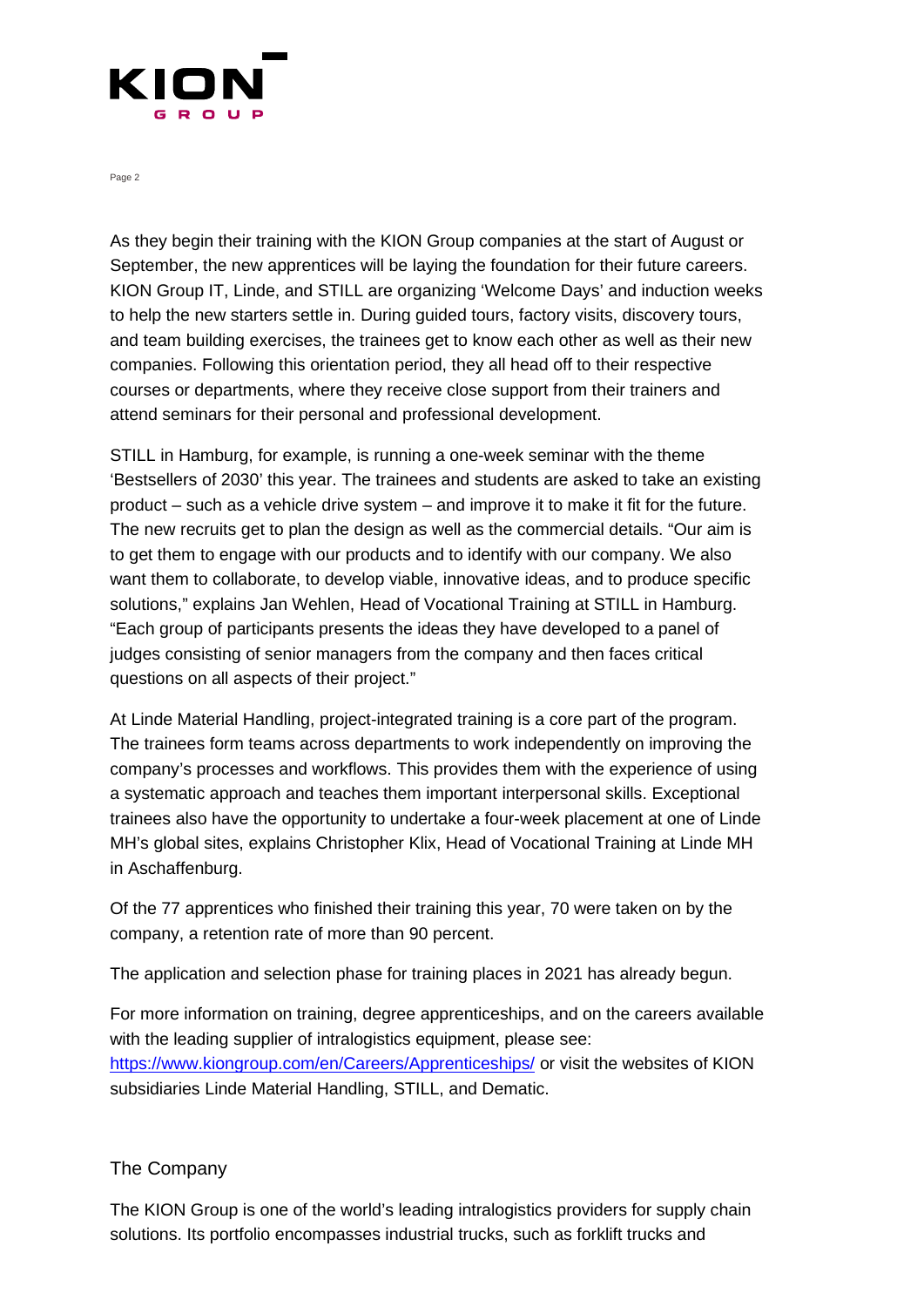As they begin their training with the KION Group companies at the start of August or September, the new apprentices will be laying the foundation for their future careers. KION Group IT, Linde, and STILL are organizing 'Welcome Days' and induction weeks to help the new starters settle in. During guided tours, factory visits, discovery tours, and team building exercises, the trainees get to know each other as well as their new companies. Following this orientation period, they all head off to their respective courses or departments, where they receive close support from their trainers and attend seminars for their personal and professional development.

STILL in Hamburg, for example, is running a one-week seminar with the theme 'Bestsellers of 2030' this year. The trainees and students are asked to take an existing product – such as a vehicle drive system – and improve it to make it fit for the future. The new recruits get to plan the design as well as the commercial details. "Our aim is to get them to engage with our products and to identify with our company. We also want them to collaborate, to develop viable, innovative ideas, and to produce specific solutions," explains Jan Wehlen, Head of Vocational Training at STILL in Hamburg. "Each group of participants presents the ideas they have developed to a panel of judges consisting of senior managers from the company and then faces critical questions on all aspects of their project."

At Linde Material Handling, project-integrated training is a core part of the program. The trainees form teams across departments to work independently on improving the company's processes and workflows. This provides them with the experience of using a systematic approach and teaches them important interpersonal skills. Exceptional trainees also have the opportunity to undertake a four-week placement at one of Linde MH's global sites, explains Christopher Klix, Head of Vocational Training at Linde MH in Aschaffenburg.

Of the 77 apprentices who finished their training this year, 70 were taken on by the company, a retention rate of more than 90 percent.

The application and selection phase for training places in 2021 has already begun.

For more information on training, degree apprenticeships, and on the careers available with the leading supplier of intralogistics equipment, please see: [https://www.kiongroup.com/en/Careers/Apprenticeships/](https://www.kiongroup.com/en/Careers/Apprenticeships/) or visit the websites of KION subsidiaries Linde Material Handling, STILL, and Dematic.

## The Company

The KION Group is one of the world's leading intralogistics providers for supply chain solutions. Its portfolio encompasses industrial trucks, such as forklift trucks and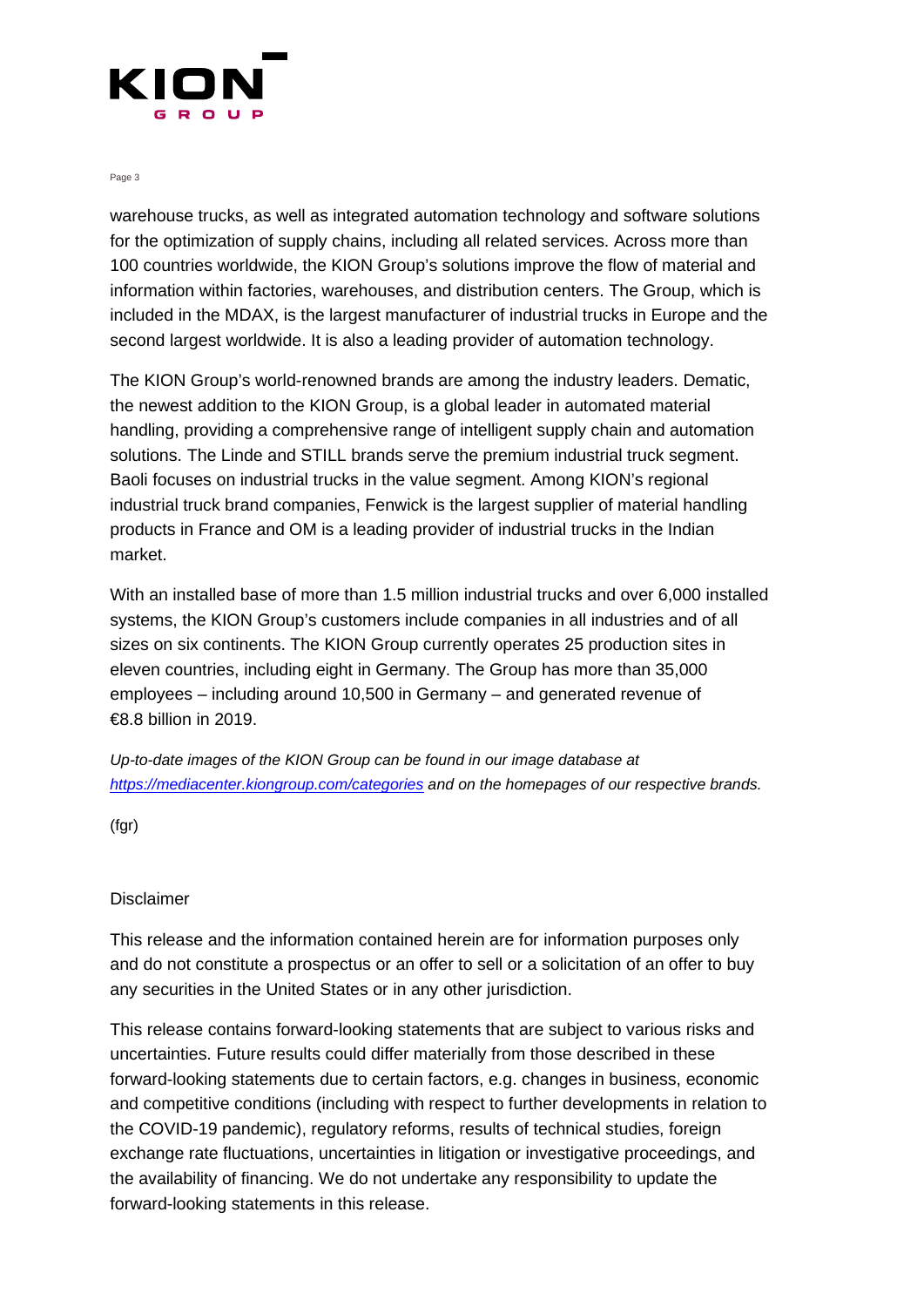warehouse trucks, as well as integrated automation technology and software solutions for the optimization of supply chains, including all related services. Across more than 100 countries worldwide, the KION Group's solutions improve the flow of material and information within factories, warehouses, and distribution centers. The Group, which is included in the MDAX, is the largest manufacturer of industrial trucks in Europe and the second largest worldwide. It is also a leading provider of automation technology.

The KION Group's world-renowned brands are among the industry leaders. Dematic, the newest addition to the KION Group, is a global leader in automated material handling, providing a comprehensive range of intelligent supply chain and automation solutions. The Linde and STILL brands serve the premium industrial truck segment. Baoli focuses on industrial trucks in the value segment. Among KION's regional industrial truck brand companies, Fenwick is the largest supplier of material handling products in France and OM is a leading provider of industrial trucks in the Indian market.

With an installed base of more than 1.5 million industrial trucks and over 6,000 installed systems, the KION Group's customers include companies in all industries and of all sizes on six continents. The KION Group currently operates 25 production sites in eleven countries, including eight in Germany. The Group has more than 35,000 employees – including around 10,500 in Germany – and generated revenue of €8.8 billion in 2019.

*Up-to-date images of the KION Group can be found in our image database at [https://mediacenter.kiongroup.com/categories](https://mediacenter.kiongroup.com/categories) and on the homepages of our respective brands.*

(fgr)

Disclaimer

This release and the information contained herein are for information purposes only and do not constitute a prospectus or an offer to sell or a solicitation of an offer to buy any securities in the United States or in any other jurisdiction.

This release contains forward-looking statements that are subject to various risks and uncertainties. Future results could differ materially from those described in these forward-looking statements due to certain factors, e.g. changes in business, economic and competitive conditions (including with respect to further developments in relation to the COVID-19 pandemic), regulatory reforms, results of technical studies, foreign exchange rate fluctuations, uncertainties in litigation or investigative proceedings, and the availability of financing. We do not undertake any responsibility to update the forward-looking statements in this release.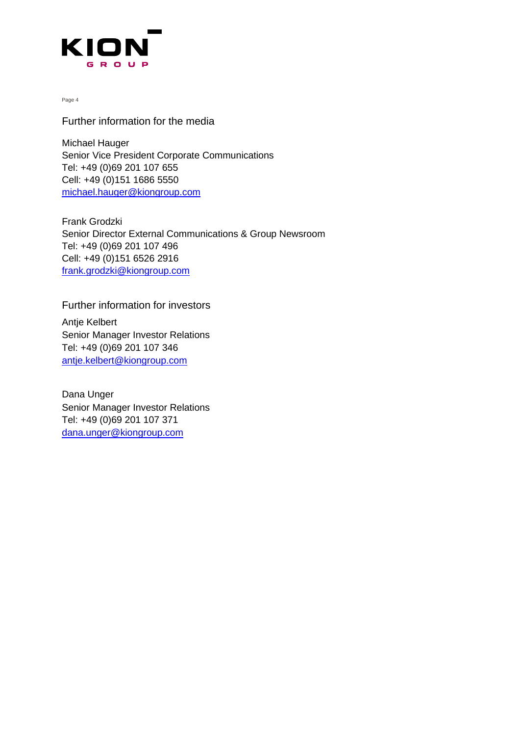## Further information for the media

Michael Hauger
Senior Vice President Corporate Communications
Tel: +49 (0)69 201 107 655
Cell: +49 (0)151 1686 5550
michael.hauger@kiongroup.com

Frank Grodzki
Senior Director External Communications & Group Newsroom
Tel: +49 (0)69 201 107 496
Cell: +49 (0)151 6526 2916
frank.grodzki@kiongroup.com

## Further information for investors

Antje Kelbert
Senior Manager Investor Relations
Tel: +49 (0)69 201 107 346
antje.kelbert@kiongroup.com

Dana Unger
Senior Manager Investor Relations
Tel: +49 (0)69 201 107 371
dana.unger@kiongroup.com